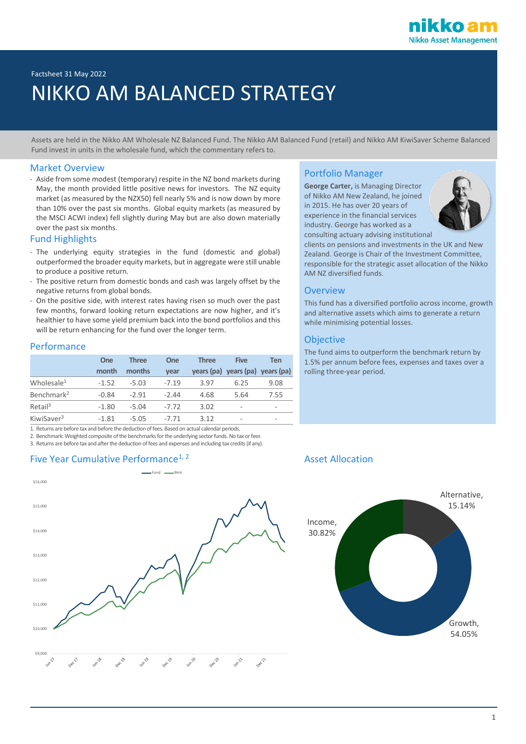Factsheet 31 May 2022

# NIKKO AM BALANCED STRATEGY

Assets are held in the Nikko AM Wholesale NZ Balanced Fund. The Nikko AM Balanced Fund (retail) and Nikko AM KiwiSaver Scheme Balanced Fund invest in units in the wholesale fund, which the commentary refers to.

## Market Overview

- Aside from some modest (temporary) respite in the NZ bond markets during May, the month provided little positive news for investors. The NZ equity market (as measured by the NZX50) fell nearly 5% and is now down by more than 10% over the past six months. Global equity markets (as measured by the MSCI ACWI index) fell slightly during May but are also down materially over the past six months.

## Fund Highlights

- The underlying equity strategies in the fund (domestic and global) outperformed the broader equity markets, but in aggregate were still unable to produce a positive return.
- The positive return from domestic bonds and cash was largely offset by the negative returns from global bonds.
- On the positive side, with interest rates having risen so much over the past few months, forward looking return expectations are now higher, and it's healthier to have some yield premium back into the bond portfolios and this will be return enhancing for the fund over the longer term.

## Performance

| | One month | Three months | One year | Three years (pa) | Five years (pa) | Ten years (pa) |
|---|---|---|---|---|---|---|
| Wholesale[1] | -1.52 | -5.03 | -7.19 | 3.97 | 6.25 | 9.08 |
| Benchmark[2] | -0.84 | -2.91 | -2.44 | 4.68 | 5.64 | 7.55 |
| Retail[3] | -1.80 | -5.04 | -7.72 | 3.02 | - | - |
| KiwiSaver[3] | -1.81 | -5.05 | -7.71 | 3.12 | - | - |

1. Returns are before tax and before the deduction of fees. Based on actual calendar periods.
2. Benchmark: Weighted composite of the benchmarks for the underlying sector funds. No tax or fees
3. Returns are before tax and after the deduction of fees and expenses and including tax credits (if any).

## Portfolio Manager

**George Carter,** is Managing Director of Nikko AM New Zealand, he joined in 2015. He has over 20 years of experience in the financial services industry. George has worked as a consulting actuary advising institutional clients on pensions and investments in the UK and New Zealand. George is Chair of the Investment Committee, responsible for the strategic asset allocation of the Nikko AM NZ diversified funds.

## Overview

This fund has a diversified portfolio across income, growth and alternative assets which aims to generate a return while minimising potential losses.

## Objective

The fund aims to outperform the benchmark return by 1.5% per annum before fees, expenses and taxes over a rolling three-year period.

## Five Year Cumulative Performance[1, 2]

## Asset Allocation

- Growth, 54.05%
- Income, 30.82%
- Alternative, 15.14%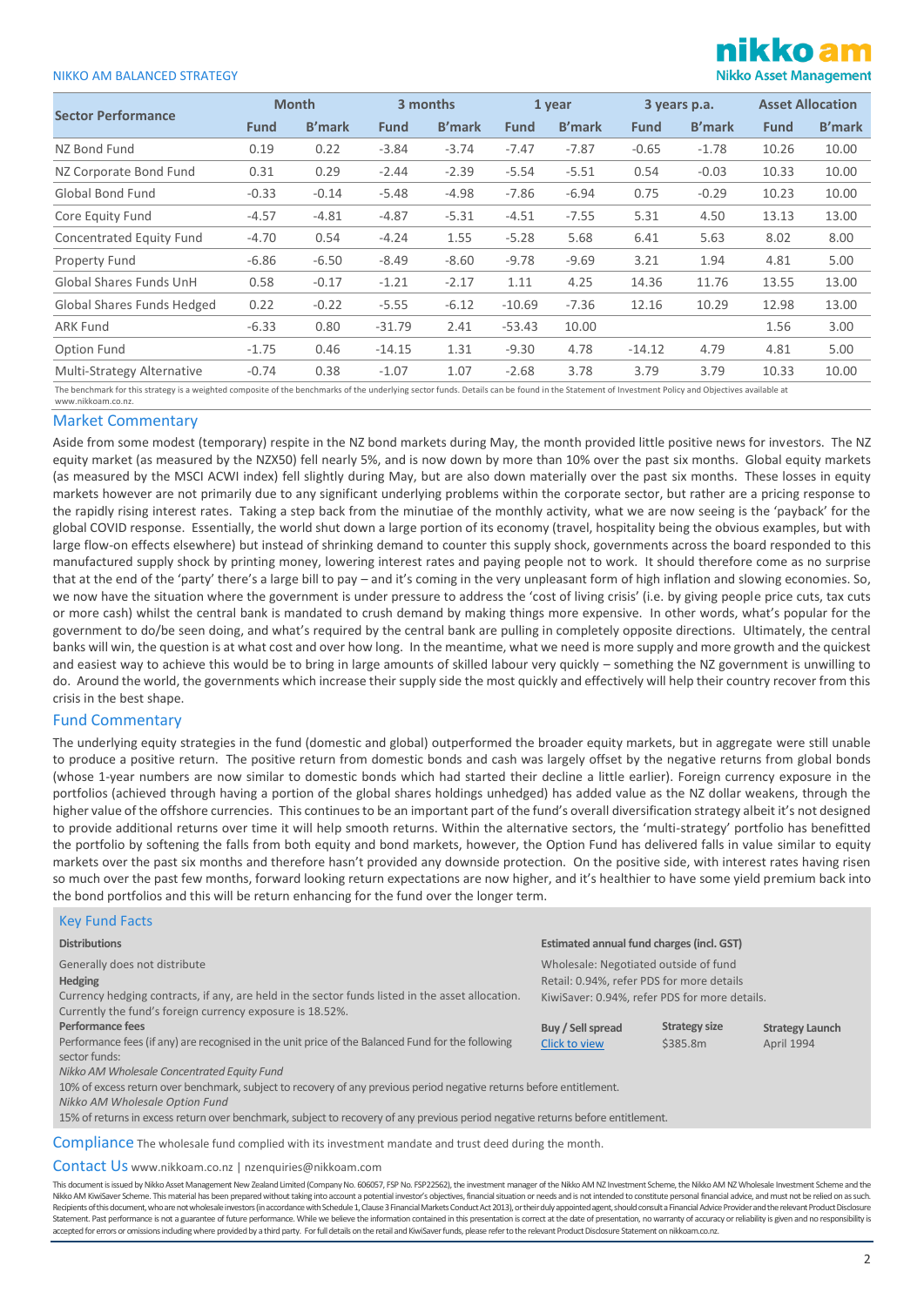NIKKO AM BALANCED STRATEGY

| Sector Performance | Month | | 3 months | | 1 year | | 3 years p.a. | | Asset Allocation | |
|---|---|---|---|---|---|---|---|---|---|---|
| | Fund | B'mark | Fund | B'mark | Fund | B'mark | Fund | B'mark | Fund | B'mark |
| NZ Bond Fund | 0.19 | 0.22 | -3.84 | -3.74 | -7.47 | -7.87 | -0.65 | -1.78 | 10.26 | 10.00 |
| NZ Corporate Bond Fund | 0.31 | 0.29 | -2.44 | -2.39 | -5.54 | -5.51 | 0.54 | -0.03 | 10.33 | 10.00 |
| Global Bond Fund | -0.33 | -0.14 | -5.48 | -4.98 | -7.86 | -6.94 | 0.75 | -0.29 | 10.23 | 10.00 |
| Core Equity Fund | -4.57 | -4.81 | -4.87 | -5.31 | -4.51 | -7.55 | 5.31 | 4.50 | 13.13 | 13.00 |
| Concentrated Equity Fund | -4.70 | 0.54 | -4.24 | 1.55 | -5.28 | 5.68 | 6.41 | 5.63 | 8.02 | 8.00 |
| Property Fund | -6.86 | -6.50 | -8.49 | -8.60 | -9.78 | -9.69 | 3.21 | 1.94 | 4.81 | 5.00 |
| Global Shares Funds UnH | 0.58 | -0.17 | -1.21 | -2.17 | 1.11 | 4.25 | 14.36 | 11.76 | 13.55 | 13.00 |
| Global Shares Funds Hedged | 0.22 | -0.22 | -5.55 | -6.12 | -10.69 | -7.36 | 12.16 | 10.29 | 12.98 | 13.00 |
| ARK Fund | -6.33 | 0.80 | -31.79 | 2.41 | -53.43 | 10.00 | | | 1.56 | 3.00 |
| Option Fund | -1.75 | 0.46 | -14.15 | 1.31 | -9.30 | 4.78 | -14.12 | 4.79 | 4.81 | 5.00 |
| Multi-Strategy Alternative | -0.74 | 0.38 | -1.07 | 1.07 | -2.68 | 3.78 | 3.79 | 3.79 | 10.33 | 10.00 |

The benchmark for this strategy is a weighted composite of the benchmarks of the underlying sector funds. Details can be found in the Statement of Investment Policy and Objectives available at www.nikkoam.co.nz.

## Market Commentary

Aside from some modest (temporary) respite in the NZ bond markets during May, the month provided little positive news for investors. The NZ equity market (as measured by the NZX50) fell nearly 5%, and is now down by more than 10% over the past six months. Global equity markets (as measured by the MSCI ACWI index) fell slightly during May, but are also down materially over the past six months. These losses in equity markets however are not primarily due to any significant underlying problems within the corporate sector, but rather are a pricing response to the rapidly rising interest rates. Taking a step back from the minutiae of the monthly activity, what we are now seeing is the 'payback' for the global COVID response. Essentially, the world shut down a large portion of its economy (travel, hospitality being the obvious examples, but with large flow-on effects elsewhere) but instead of shrinking demand to counter this supply shock, governments across the board responded to this manufactured supply shock by printing money, lowering interest rates and paying people not to work. It should therefore come as no surprise that at the end of the 'party' there's a large bill to pay – and it's coming in the very unpleasant form of high inflation and slowing economies. So, we now have the situation where the government is under pressure to address the 'cost of living crisis' (i.e. by giving people price cuts, tax cuts or more cash) whilst the central bank is mandated to crush demand by making things more expensive. In other words, what's popular for the government to do/be seen doing, and what's required by the central bank are pulling in completely opposite directions. Ultimately, the central banks will win, the question is at what cost and over how long. In the meantime, what we need is more supply and more growth and the quickest and easiest way to achieve this would be to bring in large amounts of skilled labour very quickly – something the NZ government is unwilling to do. Around the world, the governments which increase their supply side the most quickly and effectively will help their country recover from this crisis in the best shape.

## Fund Commentary

The underlying equity strategies in the fund (domestic and global) outperformed the broader equity markets, but in aggregate were still unable to produce a positive return. The positive return from domestic bonds and cash was largely offset by the negative returns from global bonds (whose 1-year numbers are now similar to domestic bonds which had started their decline a little earlier). Foreign currency exposure in the portfolios (achieved through having a portion of the global shares holdings unhedged) has added value as the NZ dollar weakens, through the higher value of the offshore currencies. This continues to be an important part of the fund's overall diversification strategy albeit it's not designed to provide additional returns over time it will help smooth returns. Within the alternative sectors, the 'multi-strategy' portfolio has benefitted the portfolio by softening the falls from both equity and bond markets, however, the Option Fund has delivered falls in value similar to equity markets over the past six months and therefore hasn't provided any downside protection. On the positive side, with interest rates having risen so much over the past few months, forward looking return expectations are now higher, and it's healthier to have some yield premium back into the bond portfolios and this will be return enhancing for the fund over the longer term.

## Key Fund Facts

**Distributions**

Generally does not distribute

**Hedging**

Currency hedging contracts, if any, are held in the sector funds listed in the asset allocation. Currently the fund's foreign currency exposure is 18.52%.

**Performance fees**

Performance fees (if any) are recognised in the unit price of the Balanced Fund for the following sector funds:

*Nikko AM Wholesale Concentrated Equity Fund*

10% of excess return over benchmark, subject to recovery of any previous period negative returns before entitlement.

*Nikko AM Wholesale Option Fund*

15% of returns in excess return over benchmark, subject to recovery of any previous period negative returns before entitlement.

**Estimated annual fund charges (incl. GST)**

Wholesale: Negotiated outside of fund

Retail: 0.94%, refer PDS for more details

KiwiSaver: 0.94%, refer PDS for more details.

| Buy / Sell spread | Strategy size | Strategy Launch |
|---|---|---|
| Click to view | $385.8m | April 1994 |

## Compliance

The wholesale fund complied with its investment mandate and trust deed during the month.

## Contact Us

www.nikkoam.co.nz | nzenquiries@nikkoam.com

This document is issued by Nikko Asset Management New Zealand Limited (Company No. 606057, FSP No. FSP22562), the investment manager of the Nikko AM NZ Investment Scheme, the Nikko AM NZ Wholesale Investment Scheme and the Nikko AM KiwiSaver Scheme. This material has been prepared without taking into account a potential investor's objectives, financial situation or needs and is not intended to constitute personal financial advice, and must not be relied on as such. Recipients of this document, who are not wholesale investors (in accordance with Schedule 1, Clause 3 Financial Markets Conduct Act 2013), or their duly appointed agent, should consult a Financial Advice Provider and the relevant Product Disclosure Statement. Past performance is not a guarantee of future performance. While we believe the information contained in this presentation is correct at the date of presentation, no warranty of accuracy or reliability is given and no responsibility is accepted for errors or omissions including where provided by a third party. For full details on the retail and KiwiSaver funds, please refer to the relevant Product Disclosure Statement on nikkoam.co.nz.